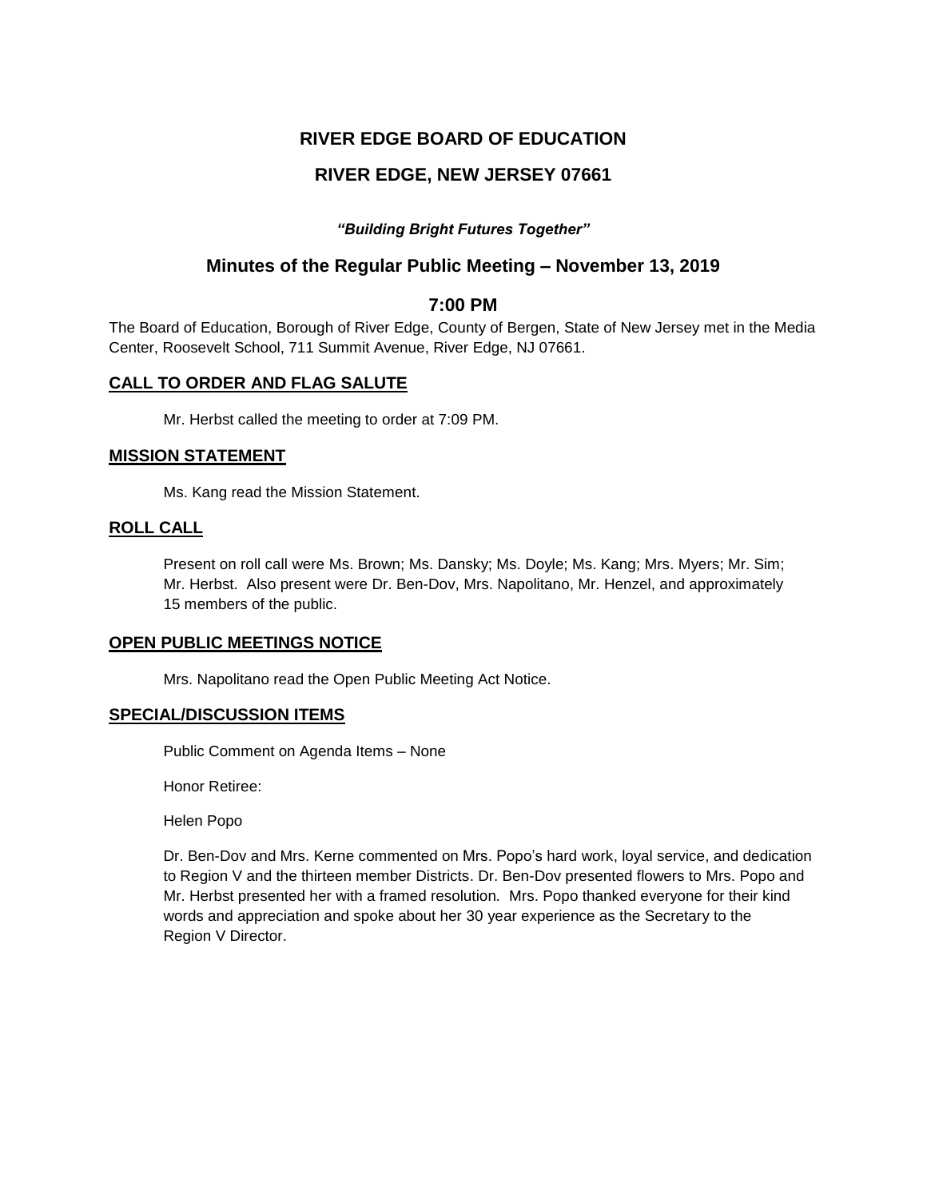# RIVER EDGE BOARD OF EDUCATION

## RIVER EDGE, NEW JERSEY 07661

***"Building Bright Futures Together"***

## Minutes of the Regular Public Meeting – November 13, 2019

## 7:00 PM

The Board of Education, Borough of River Edge, County of Bergen, State of New Jersey met in the Media Center, Roosevelt School, 711 Summit Avenue, River Edge, NJ 07661.

### CALL TO ORDER AND FLAG SALUTE

Mr. Herbst called the meeting to order at 7:09 PM.

### MISSION STATEMENT

Ms. Kang read the Mission Statement.

### ROLL CALL

Present on roll call were Ms. Brown; Ms. Dansky; Ms. Doyle; Ms. Kang; Mrs. Myers; Mr. Sim; Mr. Herbst. Also present were Dr. Ben-Dov, Mrs. Napolitano, Mr. Henzel, and approximately 15 members of the public.

### OPEN PUBLIC MEETINGS NOTICE

Mrs. Napolitano read the Open Public Meeting Act Notice.

### SPECIAL/DISCUSSION ITEMS

Public Comment on Agenda Items – None

Honor Retiree:

Helen Popo

Dr. Ben-Dov and Mrs. Kerne commented on Mrs. Popo's hard work, loyal service, and dedication to Region V and the thirteen member Districts. Dr. Ben-Dov presented flowers to Mrs. Popo and Mr. Herbst presented her with a framed resolution. Mrs. Popo thanked everyone for their kind words and appreciation and spoke about her 30 year experience as the Secretary to the Region V Director.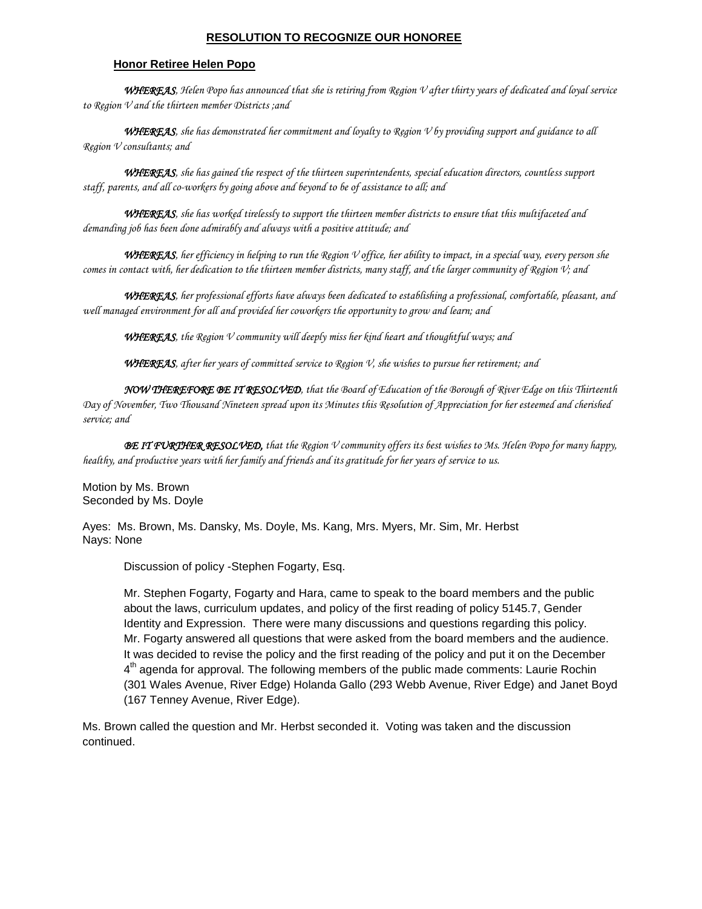## RESOLUTION TO RECOGNIZE OUR HONOREE

### Honor Retiree Helen Popo

***WHEREAS***, *Helen Popo has announced that she is retiring from Region V after thirty years of dedicated and loyal service to Region V and the thirteen member Districts ;and*

***WHEREAS***, *she has demonstrated her commitment and loyalty to Region V by providing support and guidance to all Region V consultants; and*

***WHEREAS***, *she has gained the respect of the thirteen superintendents, special education directors, countless support staff, parents, and all co-workers by going above and beyond to be of assistance to all; and*

***WHEREAS***, *she has worked tirelessly to support the thirteen member districts to ensure that this multifaceted and demanding job has been done admirably and always with a positive attitude; and*

***WHEREAS***, *her efficiency in helping to run the Region V office, her ability to impact, in a special way, every person she comes in contact with, her dedication to the thirteen member districts, many staff, and the larger community of Region V; and*

***WHEREAS***, *her professional efforts have always been dedicated to establishing a professional, comfortable, pleasant, and well managed environment for all and provided her coworkers the opportunity to grow and learn; and*

***WHEREAS***, *the Region V community will deeply miss her kind heart and thoughtful ways; and*

***WHEREAS***, *after her years of committed service to Region V, she wishes to pursue her retirement; and*

***NOW THEREFORE BE IT RESOLVED***, *that the Board of Education of the Borough of River Edge on this Thirteenth Day of November, Two Thousand Nineteen spread upon its Minutes this Resolution of Appreciation for her esteemed and cherished service; and*

***BE IT FURTHER RESOLVED,*** *that the Region V community offers its best wishes to Ms. Helen Popo for many happy, healthy, and productive years with her family and friends and its gratitude for her years of service to us.*

Motion by Ms. Brown
Seconded by Ms. Doyle

Ayes: Ms. Brown, Ms. Dansky, Ms. Doyle, Ms. Kang, Mrs. Myers, Mr. Sim, Mr. Herbst
Nays: None

Discussion of policy -Stephen Fogarty, Esq.

Mr. Stephen Fogarty, Fogarty and Hara, came to speak to the board members and the public about the laws, curriculum updates, and policy of the first reading of policy 5145.7, Gender Identity and Expression. There were many discussions and questions regarding this policy. Mr. Fogarty answered all questions that were asked from the board members and the audience. It was decided to revise the policy and the first reading of the policy and put it on the December 4th agenda for approval. The following members of the public made comments: Laurie Rochin (301 Wales Avenue, River Edge) Holanda Gallo (293 Webb Avenue, River Edge) and Janet Boyd (167 Tenney Avenue, River Edge).

Ms. Brown called the question and Mr. Herbst seconded it. Voting was taken and the discussion continued.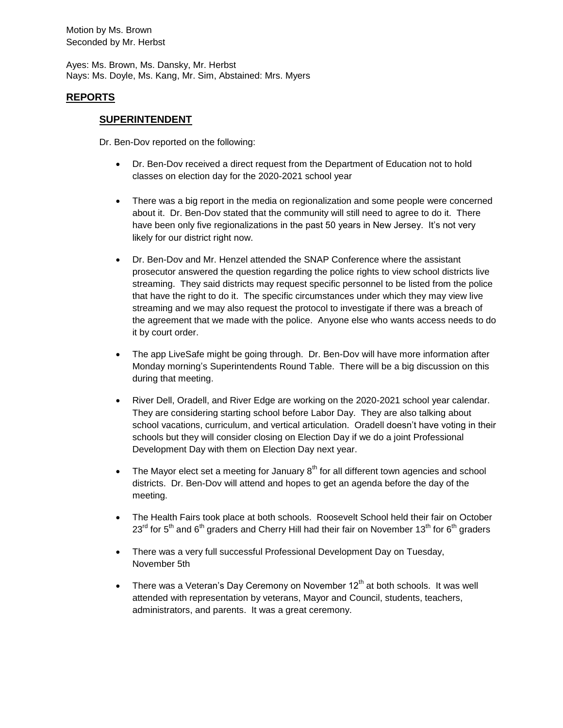Motion by Ms. Brown
Seconded by Mr. Herbst

Ayes: Ms. Brown, Ms. Dansky, Mr. Herbst
Nays: Ms. Doyle, Ms. Kang, Mr. Sim, Abstained: Mrs. Myers

## REPORTS

### SUPERINTENDENT

Dr. Ben-Dov reported on the following:

- Dr. Ben-Dov received a direct request from the Department of Education not to hold classes on election day for the 2020-2021 school year
- There was a big report in the media on regionalization and some people were concerned about it. Dr. Ben-Dov stated that the community will still need to agree to do it. There have been only five regionalizations in the past 50 years in New Jersey. It's not very likely for our district right now.
- Dr. Ben-Dov and Mr. Henzel attended the SNAP Conference where the assistant prosecutor answered the question regarding the police rights to view school districts live streaming. They said districts may request specific personnel to be listed from the police that have the right to do it. The specific circumstances under which they may view live streaming and we may also request the protocol to investigate if there was a breach of the agreement that we made with the police. Anyone else who wants access needs to do it by court order.
- The app LiveSafe might be going through. Dr. Ben-Dov will have more information after Monday morning's Superintendents Round Table. There will be a big discussion on this during that meeting.
- River Dell, Oradell, and River Edge are working on the 2020-2021 school year calendar. They are considering starting school before Labor Day. They are also talking about school vacations, curriculum, and vertical articulation. Oradell doesn't have voting in their schools but they will consider closing on Election Day if we do a joint Professional Development Day with them on Election Day next year.
- The Mayor elect set a meeting for January 8th for all different town agencies and school districts. Dr. Ben-Dov will attend and hopes to get an agenda before the day of the meeting.
- The Health Fairs took place at both schools. Roosevelt School held their fair on October 23rd for 5th and 6th graders and Cherry Hill had their fair on November 13th for 6th graders
- There was a very full successful Professional Development Day on Tuesday, November 5th
- There was a Veteran's Day Ceremony on November 12th at both schools. It was well attended with representation by veterans, Mayor and Council, students, teachers, administrators, and parents. It was a great ceremony.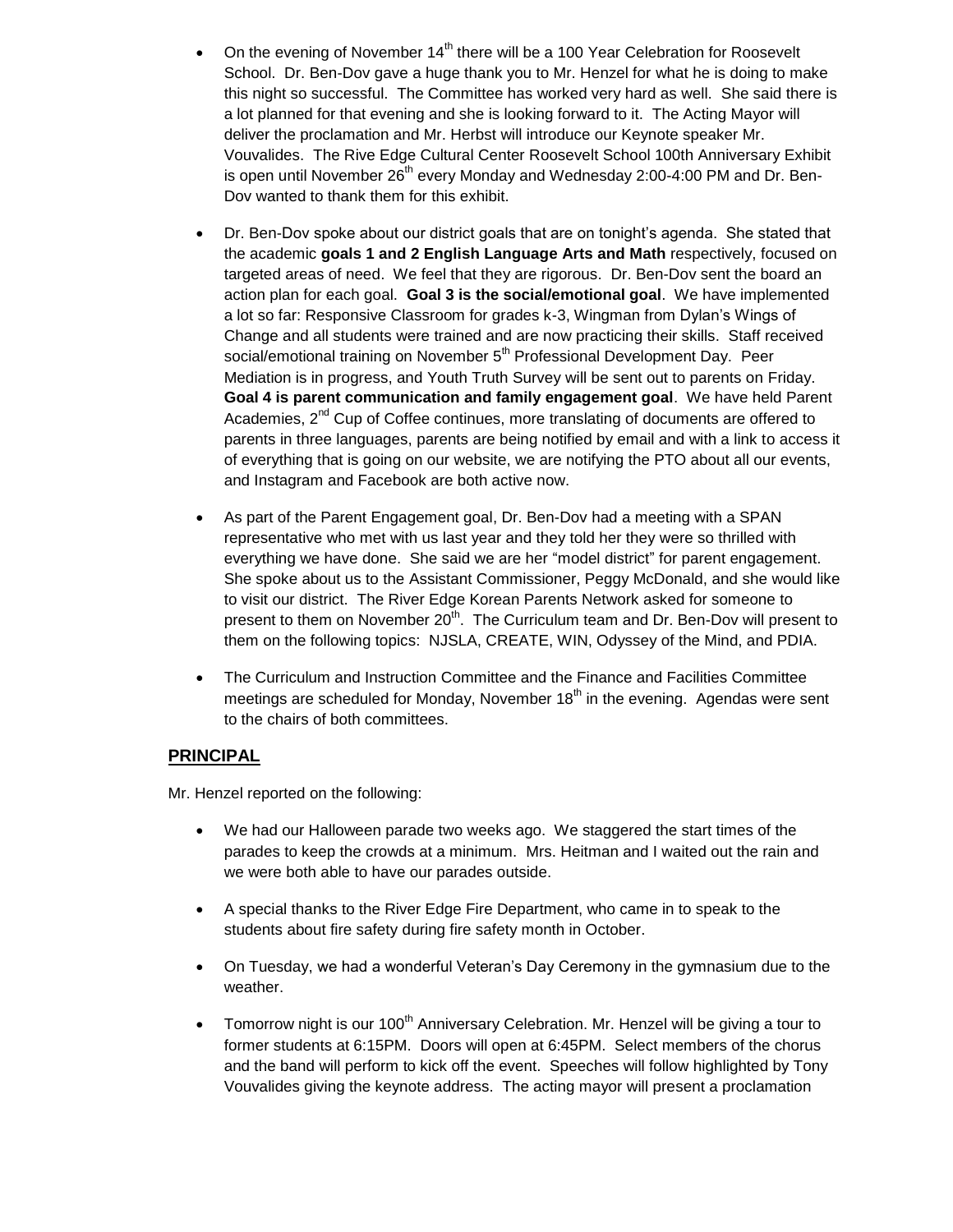- On the evening of November 14th there will be a 100 Year Celebration for Roosevelt School. Dr. Ben-Dov gave a huge thank you to Mr. Henzel for what he is doing to make this night so successful. The Committee has worked very hard as well. She said there is a lot planned for that evening and she is looking forward to it. The Acting Mayor will deliver the proclamation and Mr. Herbst will introduce our Keynote speaker Mr. Vouvalides. The Rive Edge Cultural Center Roosevelt School 100th Anniversary Exhibit is open until November 26th every Monday and Wednesday 2:00-4:00 PM and Dr. Ben-Dov wanted to thank them for this exhibit.

- Dr. Ben-Dov spoke about our district goals that are on tonight's agenda. She stated that the academic **goals 1 and 2 English Language Arts and Math** respectively, focused on targeted areas of need. We feel that they are rigorous. Dr. Ben-Dov sent the board an action plan for each goal. **Goal 3 is the social/emotional goal**. We have implemented a lot so far: Responsive Classroom for grades k-3, Wingman from Dylan's Wings of Change and all students were trained and are now practicing their skills. Staff received social/emotional training on November 5th Professional Development Day. Peer Mediation is in progress, and Youth Truth Survey will be sent out to parents on Friday. **Goal 4 is parent communication and family engagement goal**. We have held Parent Academies, 2nd Cup of Coffee continues, more translating of documents are offered to parents in three languages, parents are being notified by email and with a link to access it of everything that is going on our website, we are notifying the PTO about all our events, and Instagram and Facebook are both active now.

- As part of the Parent Engagement goal, Dr. Ben-Dov had a meeting with a SPAN representative who met with us last year and they told her they were so thrilled with everything we have done. She said we are her "model district" for parent engagement. She spoke about us to the Assistant Commissioner, Peggy McDonald, and she would like to visit our district. The River Edge Korean Parents Network asked for someone to present to them on November 20th. The Curriculum team and Dr. Ben-Dov will present to them on the following topics: NJSLA, CREATE, WIN, Odyssey of the Mind, and PDIA.

- The Curriculum and Instruction Committee and the Finance and Facilities Committee meetings are scheduled for Monday, November 18th in the evening. Agendas were sent to the chairs of both committees.

## PRINCIPAL

Mr. Henzel reported on the following:

- We had our Halloween parade two weeks ago. We staggered the start times of the parades to keep the crowds at a minimum. Mrs. Heitman and I waited out the rain and we were both able to have our parades outside.

- A special thanks to the River Edge Fire Department, who came in to speak to the students about fire safety during fire safety month in October.

- On Tuesday, we had a wonderful Veteran's Day Ceremony in the gymnasium due to the weather.

- Tomorrow night is our 100th Anniversary Celebration. Mr. Henzel will be giving a tour to former students at 6:15PM. Doors will open at 6:45PM. Select members of the chorus and the band will perform to kick off the event. Speeches will follow highlighted by Tony Vouvalides giving the keynote address. The acting mayor will present a proclamation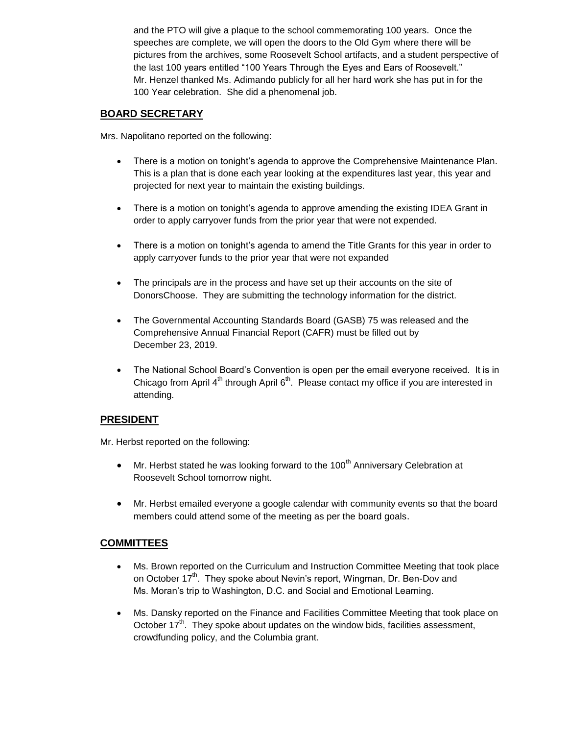and the PTO will give a plaque to the school commemorating 100 years. Once the speeches are complete, we will open the doors to the Old Gym where there will be pictures from the archives, some Roosevelt School artifacts, and a student perspective of the last 100 years entitled "100 Years Through the Eyes and Ears of Roosevelt." Mr. Henzel thanked Ms. Adimando publicly for all her hard work she has put in for the 100 Year celebration. She did a phenomenal job.

## BOARD SECRETARY

Mrs. Napolitano reported on the following:

- There is a motion on tonight's agenda to approve the Comprehensive Maintenance Plan. This is a plan that is done each year looking at the expenditures last year, this year and projected for next year to maintain the existing buildings.
- There is a motion on tonight's agenda to approve amending the existing IDEA Grant in order to apply carryover funds from the prior year that were not expended.
- There is a motion on tonight's agenda to amend the Title Grants for this year in order to apply carryover funds to the prior year that were not expanded
- The principals are in the process and have set up their accounts on the site of DonorsChoose. They are submitting the technology information for the district.
- The Governmental Accounting Standards Board (GASB) 75 was released and the Comprehensive Annual Financial Report (CAFR) must be filled out by December 23, 2019.
- The National School Board's Convention is open per the email everyone received. It is in Chicago from April 4th through April 6th. Please contact my office if you are interested in attending.

## PRESIDENT

Mr. Herbst reported on the following:

- Mr. Herbst stated he was looking forward to the 100th Anniversary Celebration at Roosevelt School tomorrow night.
- Mr. Herbst emailed everyone a google calendar with community events so that the board members could attend some of the meeting as per the board goals.

## COMMITTEES

- Ms. Brown reported on the Curriculum and Instruction Committee Meeting that took place on October 17th. They spoke about Nevin's report, Wingman, Dr. Ben-Dov and Ms. Moran's trip to Washington, D.C. and Social and Emotional Learning.
- Ms. Dansky reported on the Finance and Facilities Committee Meeting that took place on October 17th. They spoke about updates on the window bids, facilities assessment, crowdfunding policy, and the Columbia grant.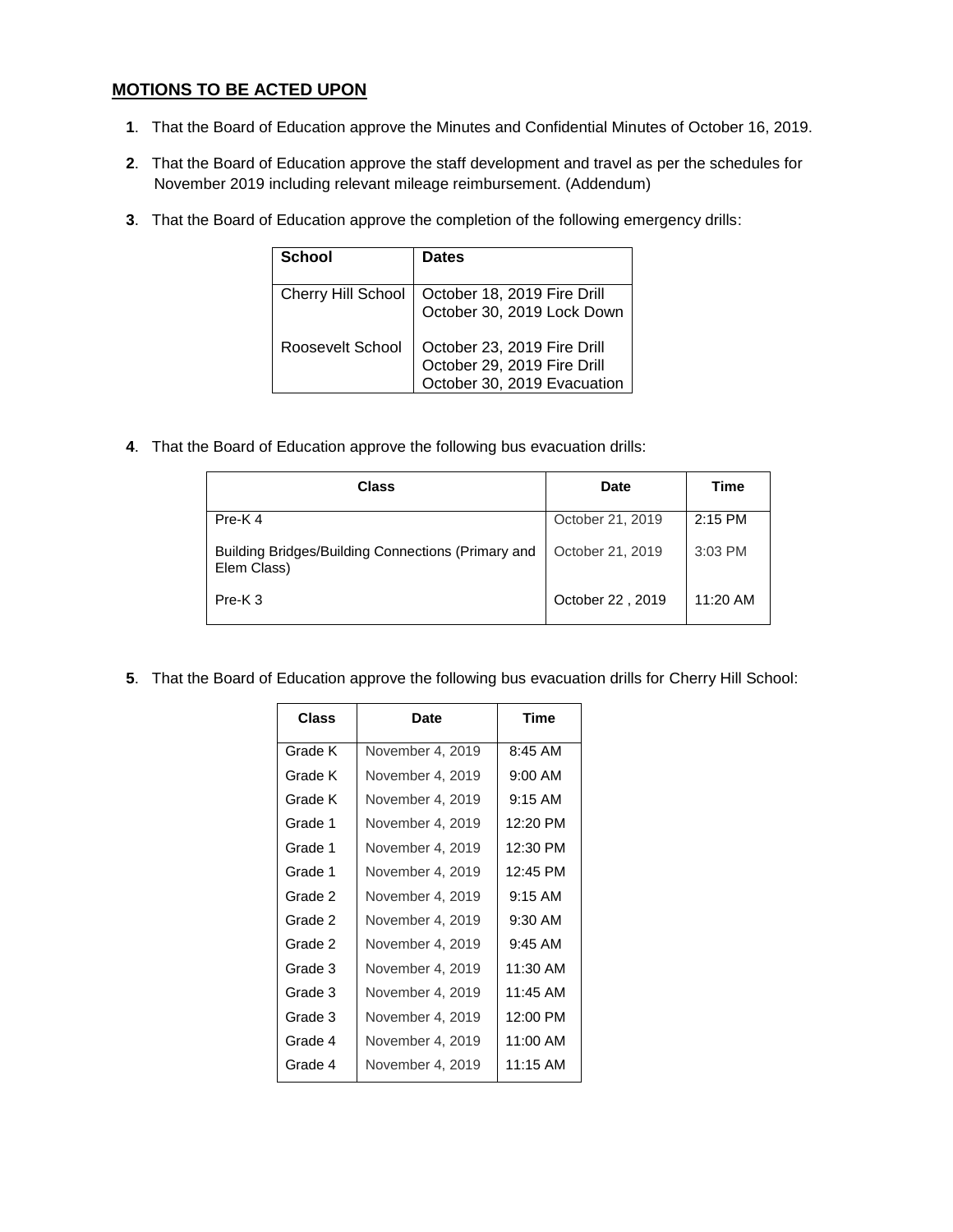## MOTIONS TO BE ACTED UPON

**1**. That the Board of Education approve the Minutes and Confidential Minutes of October 16, 2019.

**2**. That the Board of Education approve the staff development and travel as per the schedules for November 2019 including relevant mileage reimbursement. (Addendum)

**3**. That the Board of Education approve the completion of the following emergency drills:

| School | Dates |
|---|---|
| Cherry Hill School | October 18, 2019 Fire Drill<br>October 30, 2019 Lock Down |
| Roosevelt School | October 23, 2019 Fire Drill<br>October 29, 2019 Fire Drill<br>October 30, 2019 Evacuation |

**4**. That the Board of Education approve the following bus evacuation drills:

| Class | Date | Time |
|---|---|---|
| Pre-K 4 | October 21, 2019 | 2:15 PM |
| Building Bridges/Building Connections (Primary and Elem Class) | October 21, 2019 | 3:03 PM |
| Pre-K 3 | October 22 , 2019 | 11:20 AM |

**5**. That the Board of Education approve the following bus evacuation drills for Cherry Hill School:

| Class | Date | Time |
|---|---|---|
| Grade K | November 4, 2019 | 8:45 AM |
| Grade K | November 4, 2019 | 9:00 AM |
| Grade K | November 4, 2019 | 9:15 AM |
| Grade 1 | November 4, 2019 | 12:20 PM |
| Grade 1 | November 4, 2019 | 12:30 PM |
| Grade 1 | November 4, 2019 | 12:45 PM |
| Grade 2 | November 4, 2019 | 9:15 AM |
| Grade 2 | November 4, 2019 | 9:30 AM |
| Grade 2 | November 4, 2019 | 9:45 AM |
| Grade 3 | November 4, 2019 | 11:30 AM |
| Grade 3 | November 4, 2019 | 11:45 AM |
| Grade 3 | November 4, 2019 | 12:00 PM |
| Grade 4 | November 4, 2019 | 11:00 AM |
| Grade 4 | November 4, 2019 | 11:15 AM |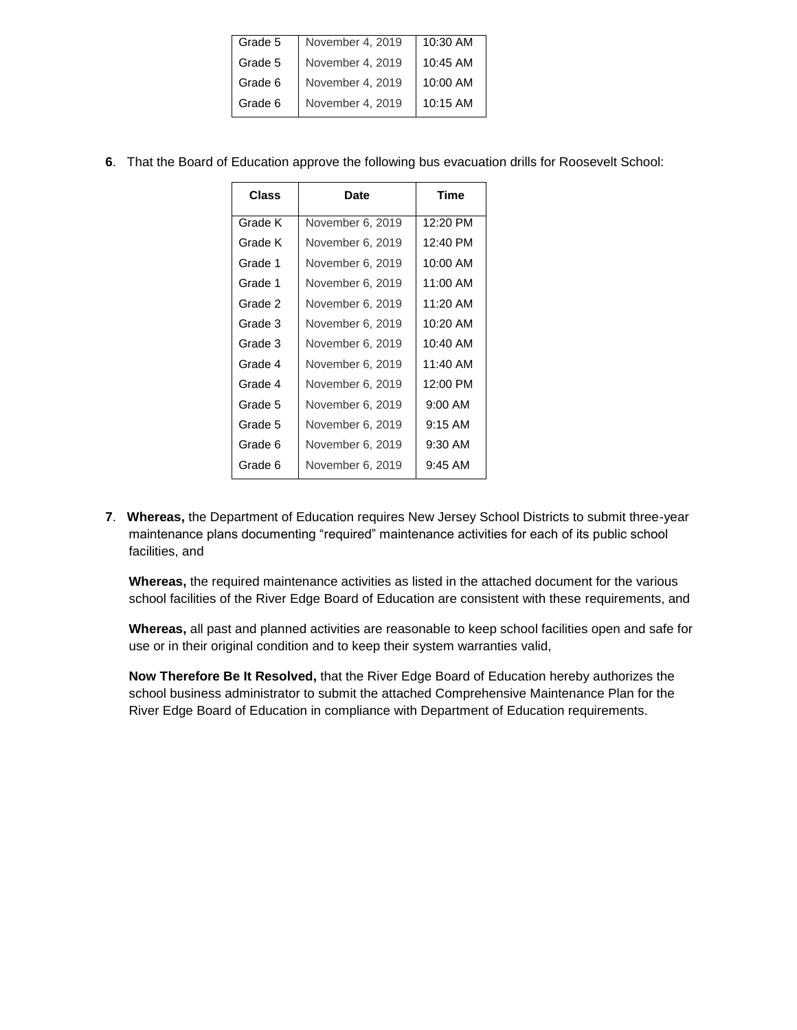| Grade 5 | November 4, 2019 | 10:30 AM |
|---|---|---|
| Grade 5 | November 4, 2019 | 10:45 AM |
| Grade 6 | November 4, 2019 | 10:00 AM |
| Grade 6 | November 4, 2019 | 10:15 AM |

**6**. That the Board of Education approve the following bus evacuation drills for Roosevelt School:

| Class | Date | Time |
|---|---|---|
| Grade K | November 6, 2019 | 12:20 PM |
| Grade K | November 6, 2019 | 12:40 PM |
| Grade 1 | November 6, 2019 | 10:00 AM |
| Grade 1 | November 6, 2019 | 11:00 AM |
| Grade 2 | November 6, 2019 | 11:20 AM |
| Grade 3 | November 6, 2019 | 10:20 AM |
| Grade 3 | November 6, 2019 | 10:40 AM |
| Grade 4 | November 6, 2019 | 11:40 AM |
| Grade 4 | November 6, 2019 | 12:00 PM |
| Grade 5 | November 6, 2019 | 9:00 AM |
| Grade 5 | November 6, 2019 | 9:15 AM |
| Grade 6 | November 6, 2019 | 9:30 AM |
| Grade 6 | November 6, 2019 | 9:45 AM |

**7**. **Whereas,** the Department of Education requires New Jersey School Districts to submit three-year maintenance plans documenting "required" maintenance activities for each of its public school facilities, and

**Whereas,** the required maintenance activities as listed in the attached document for the various school facilities of the River Edge Board of Education are consistent with these requirements, and

**Whereas,** all past and planned activities are reasonable to keep school facilities open and safe for use or in their original condition and to keep their system warranties valid,

**Now Therefore Be It Resolved,** that the River Edge Board of Education hereby authorizes the school business administrator to submit the attached Comprehensive Maintenance Plan for the River Edge Board of Education in compliance with Department of Education requirements.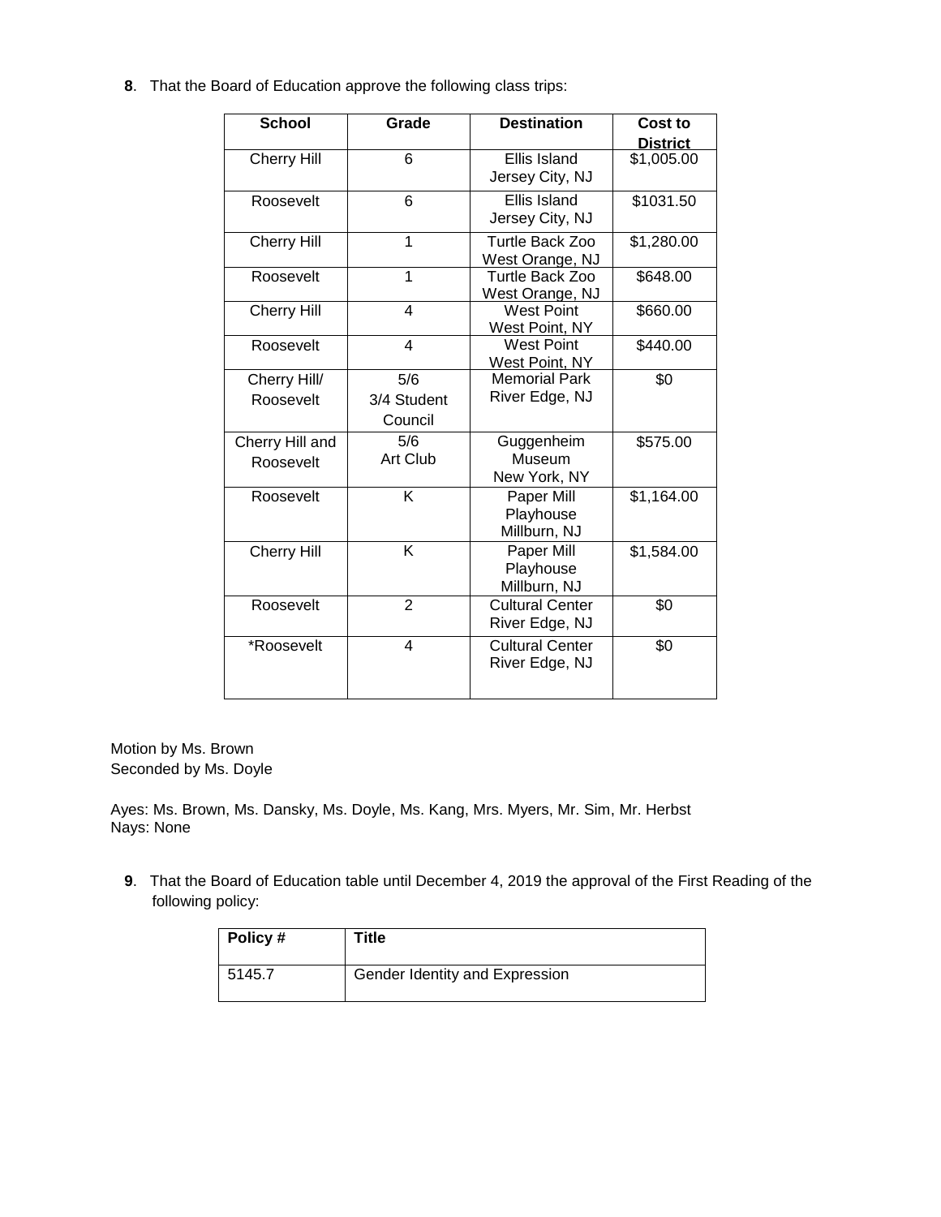**8**. That the Board of Education approve the following class trips:

| School | Grade | Destination | Cost to District |
|---|---|---|---|
| Cherry Hill | 6 | Ellis Island Jersey City, NJ | $1,005.00 |
| Roosevelt | 6 | Ellis Island Jersey City, NJ | $1031.50 |
| Cherry Hill | 1 | Turtle Back Zoo West Orange, NJ | $1,280.00 |
| Roosevelt | 1 | Turtle Back Zoo West Orange, NJ | $648.00 |
| Cherry Hill | 4 | West Point West Point, NY | $660.00 |
| Roosevelt | 4 | West Point West Point, NY | $440.00 |
| Cherry Hill/ Roosevelt | 5/6 3/4 Student Council | Memorial Park River Edge, NJ | $0 |
| Cherry Hill and Roosevelt | 5/6 Art Club | Guggenheim Museum New York, NY | $575.00 |
| Roosevelt | K | Paper Mill Playhouse Millburn, NJ | $1,164.00 |
| Cherry Hill | K | Paper Mill Playhouse Millburn, NJ | $1,584.00 |
| Roosevelt | 2 | Cultural Center River Edge, NJ | $0 |
| *Roosevelt | 4 | Cultural Center River Edge, NJ | $0 |

Motion by Ms. Brown
Seconded by Ms. Doyle

Ayes: Ms. Brown, Ms. Dansky, Ms. Doyle, Ms. Kang, Mrs. Myers, Mr. Sim, Mr. Herbst
Nays: None

**9**. That the Board of Education table until December 4, 2019 the approval of the First Reading of the following policy:

| Policy # | Title |
|---|---|
| 5145.7 | Gender Identity and Expression |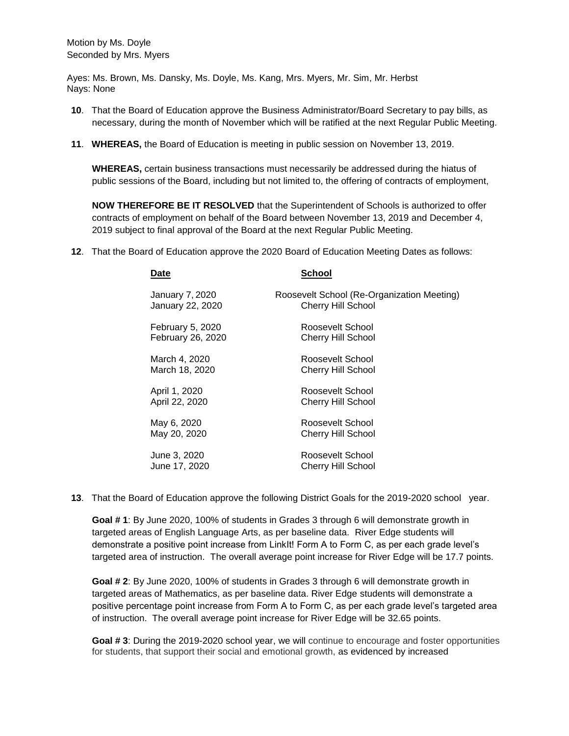Motion by Ms. Doyle
Seconded by Mrs. Myers

Ayes: Ms. Brown, Ms. Dansky, Ms. Doyle, Ms. Kang, Mrs. Myers, Mr. Sim, Mr. Herbst
Nays: None

**10**. That the Board of Education approve the Business Administrator/Board Secretary to pay bills, as necessary, during the month of November which will be ratified at the next Regular Public Meeting.

**11**. **WHEREAS,** the Board of Education is meeting in public session on November 13, 2019.

**WHEREAS,** certain business transactions must necessarily be addressed during the hiatus of public sessions of the Board, including but not limited to, the offering of contracts of employment,

**NOW THEREFORE BE IT RESOLVED** that the Superintendent of Schools is authorized to offer contracts of employment on behalf of the Board between November 13, 2019 and December 4, 2019 subject to final approval of the Board at the next Regular Public Meeting.

**12**. That the Board of Education approve the 2020 Board of Education Meeting Dates as follows:

| Date | School |
|---|---|
| January 7, 2020 | Roosevelt School (Re-Organization Meeting) |
| January 22, 2020 | Cherry Hill School |
| February 5, 2020 | Roosevelt School |
| February 26, 2020 | Cherry Hill School |
| March 4, 2020 | Roosevelt School |
| March 18, 2020 | Cherry Hill School |
| April 1, 2020 | Roosevelt School |
| April 22, 2020 | Cherry Hill School |
| May 6, 2020 | Roosevelt School |
| May 20, 2020 | Cherry Hill School |
| June 3, 2020 | Roosevelt School |
| June 17, 2020 | Cherry Hill School |

**13**. That the Board of Education approve the following District Goals for the 2019-2020 school year.

**Goal # 1**: By June 2020, 100% of students in Grades 3 through 6 will demonstrate growth in targeted areas of English Language Arts, as per baseline data. River Edge students will demonstrate a positive point increase from LinkIt! Form A to Form C, as per each grade level's targeted area of instruction. The overall average point increase for River Edge will be 17.7 points.

**Goal # 2**: By June 2020, 100% of students in Grades 3 through 6 will demonstrate growth in targeted areas of Mathematics, as per baseline data. River Edge students will demonstrate a positive percentage point increase from Form A to Form C, as per each grade level's targeted area of instruction. The overall average point increase for River Edge will be 32.65 points.

**Goal # 3**: During the 2019-2020 school year, we will continue to encourage and foster opportunities for students, that support their social and emotional growth, as evidenced by increased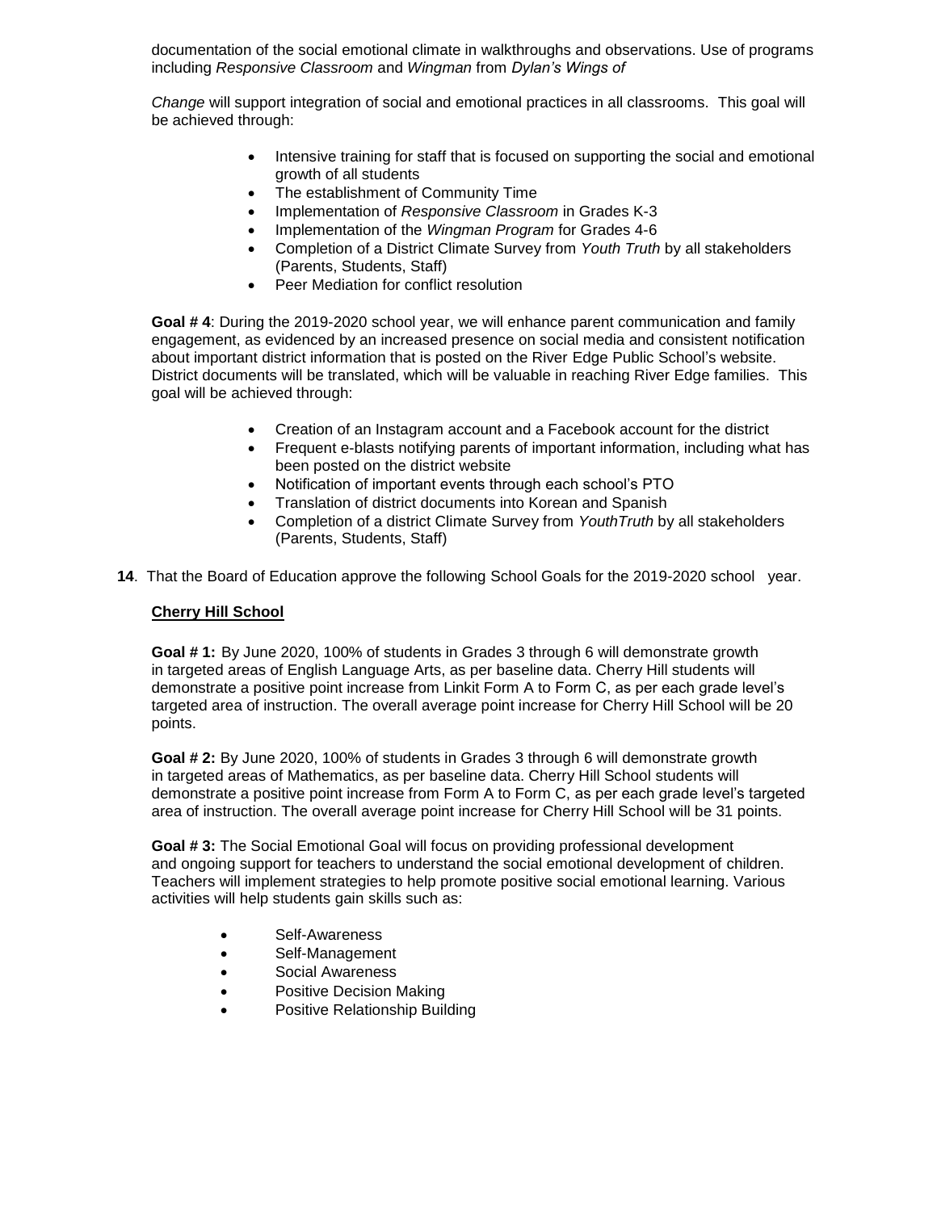documentation of the social emotional climate in walkthroughs and observations. Use of programs including *Responsive Classroom* and *Wingman* from *Dylan's Wings of*

*Change* will support integration of social and emotional practices in all classrooms. This goal will be achieved through:

- Intensive training for staff that is focused on supporting the social and emotional growth of all students
- The establishment of Community Time
- Implementation of *Responsive Classroom* in Grades K-3
- Implementation of the *Wingman Program* for Grades 4-6
- Completion of a District Climate Survey from *Youth Truth* by all stakeholders (Parents, Students, Staff)
- Peer Mediation for conflict resolution

**Goal # 4**: During the 2019-2020 school year, we will enhance parent communication and family engagement, as evidenced by an increased presence on social media and consistent notification about important district information that is posted on the River Edge Public School's website. District documents will be translated, which will be valuable in reaching River Edge families. This goal will be achieved through:

- Creation of an Instagram account and a Facebook account for the district
- Frequent e-blasts notifying parents of important information, including what has been posted on the district website
- Notification of important events through each school's PTO
- Translation of district documents into Korean and Spanish
- Completion of a district Climate Survey from *YouthTruth* by all stakeholders (Parents, Students, Staff)

**14**. That the Board of Education approve the following School Goals for the 2019-2020 school year.

**Cherry Hill School**

**Goal # 1:** By June 2020, 100% of students in Grades 3 through 6 will demonstrate growth in targeted areas of English Language Arts, as per baseline data. Cherry Hill students will demonstrate a positive point increase from Linkit Form A to Form C, as per each grade level's targeted area of instruction. The overall average point increase for Cherry Hill School will be 20 points.

**Goal # 2:** By June 2020, 100% of students in Grades 3 through 6 will demonstrate growth in targeted areas of Mathematics, as per baseline data. Cherry Hill School students will demonstrate a positive point increase from Form A to Form C, as per each grade level's targeted area of instruction. The overall average point increase for Cherry Hill School will be 31 points.

**Goal # 3:** The Social Emotional Goal will focus on providing professional development and ongoing support for teachers to understand the social emotional development of children. Teachers will implement strategies to help promote positive social emotional learning. Various activities will help students gain skills such as:

- Self-Awareness
- Self-Management
- Social Awareness
- Positive Decision Making
- Positive Relationship Building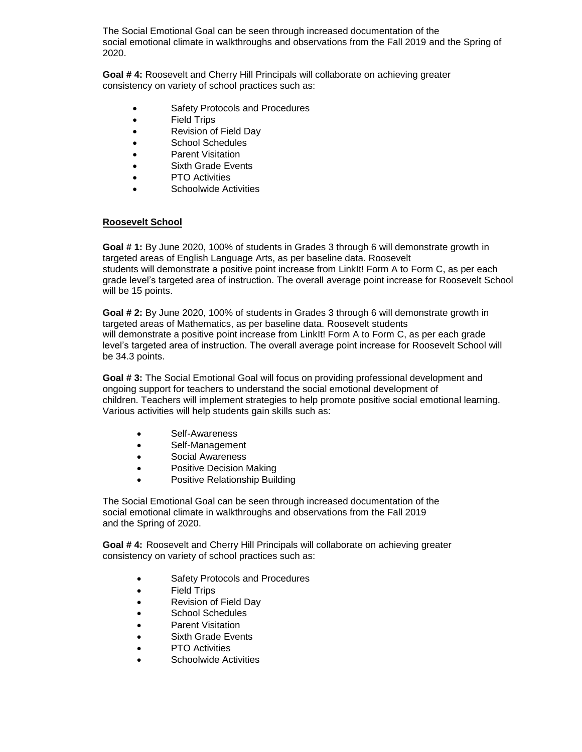The Social Emotional Goal can be seen through increased documentation of the social emotional climate in walkthroughs and observations from the Fall 2019 and the Spring of 2020.

**Goal # 4:** Roosevelt and Cherry Hill Principals will collaborate on achieving greater consistency on variety of school practices such as:

- Safety Protocols and Procedures
- Field Trips
- Revision of Field Day
- School Schedules
- Parent Visitation
- Sixth Grade Events
- PTO Activities
- Schoolwide Activities

**<u>Roosevelt School</u>**

**Goal # 1:** By June 2020, 100% of students in Grades 3 through 6 will demonstrate growth in targeted areas of English Language Arts, as per baseline data. Roosevelt students will demonstrate a positive point increase from LinkIt! Form A to Form C, as per each grade level's targeted area of instruction. The overall average point increase for Roosevelt School will be 15 points.

**Goal # 2:** By June 2020, 100% of students in Grades 3 through 6 will demonstrate growth in targeted areas of Mathematics, as per baseline data. Roosevelt students will demonstrate a positive point increase from LinkIt! Form A to Form C, as per each grade level's targeted area of instruction. The overall average point increase for Roosevelt School will be 34.3 points.

**Goal # 3:** The Social Emotional Goal will focus on providing professional development and ongoing support for teachers to understand the social emotional development of children. Teachers will implement strategies to help promote positive social emotional learning. Various activities will help students gain skills such as:

- Self-Awareness
- Self-Management
- Social Awareness
- Positive Decision Making
- Positive Relationship Building

The Social Emotional Goal can be seen through increased documentation of the social emotional climate in walkthroughs and observations from the Fall 2019 and the Spring of 2020.

**Goal # 4:** Roosevelt and Cherry Hill Principals will collaborate on achieving greater consistency on variety of school practices such as:

- Safety Protocols and Procedures
- Field Trips
- Revision of Field Day
- School Schedules
- Parent Visitation
- Sixth Grade Events
- PTO Activities
- Schoolwide Activities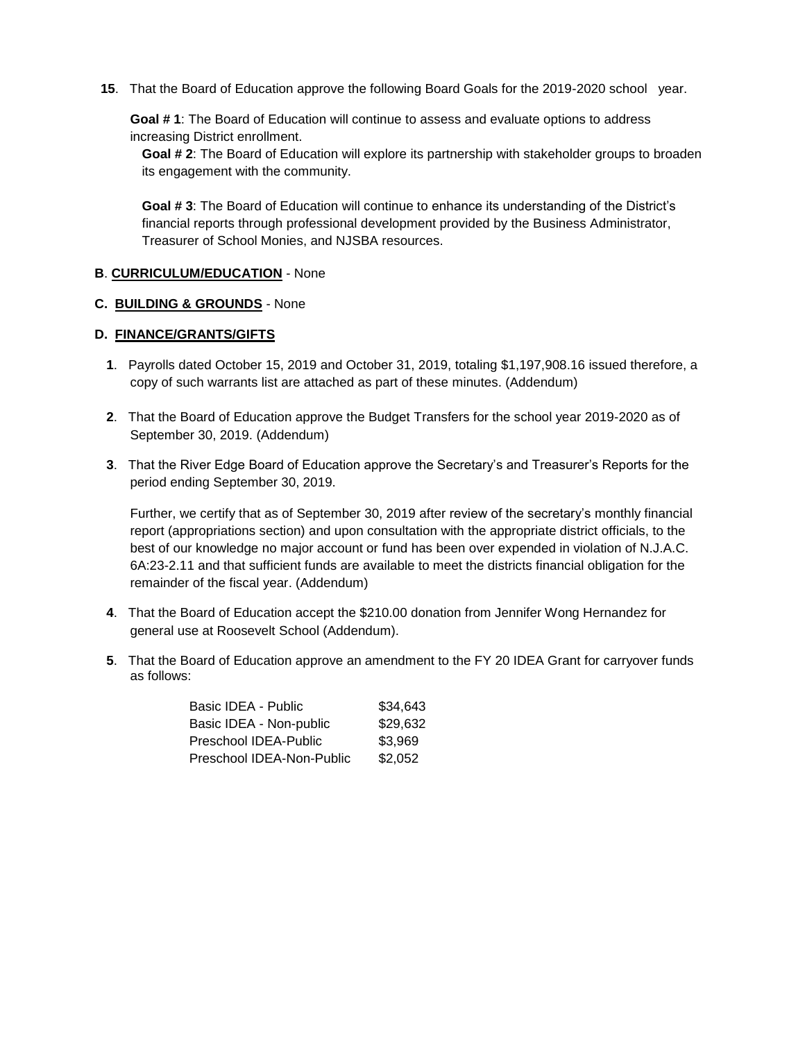**15**. That the Board of Education approve the following Board Goals for the 2019-2020 school year.

**Goal # 1**: The Board of Education will continue to assess and evaluate options to address increasing District enrollment.

**Goal # 2**: The Board of Education will explore its partnership with stakeholder groups to broaden its engagement with the community.

**Goal # 3**: The Board of Education will continue to enhance its understanding of the District's financial reports through professional development provided by the Business Administrator, Treasurer of School Monies, and NJSBA resources.

**B**. **CURRICULUM/EDUCATION** - None

**C. BUILDING & GROUNDS** - None

**D. FINANCE/GRANTS/GIFTS**

**1**. Payrolls dated October 15, 2019 and October 31, 2019, totaling $1,197,908.16 issued therefore, a copy of such warrants list are attached as part of these minutes. (Addendum)

**2**. That the Board of Education approve the Budget Transfers for the school year 2019-2020 as of September 30, 2019. (Addendum)

**3**. That the River Edge Board of Education approve the Secretary's and Treasurer's Reports for the period ending September 30, 2019.

Further, we certify that as of September 30, 2019 after review of the secretary's monthly financial report (appropriations section) and upon consultation with the appropriate district officials, to the best of our knowledge no major account or fund has been over expended in violation of N.J.A.C. 6A:23-2.11 and that sufficient funds are available to meet the districts financial obligation for the remainder of the fiscal year. (Addendum)

**4**. That the Board of Education accept the $210.00 donation from Jennifer Wong Hernandez for general use at Roosevelt School (Addendum).

**5**. That the Board of Education approve an amendment to the FY 20 IDEA Grant for carryover funds as follows:

| | |
|---|---|
| Basic IDEA - Public | $34,643 |
| Basic IDEA - Non-public | $29,632 |
| Preschool IDEA-Public | $3,969 |
| Preschool IDEA-Non-Public | $2,052 |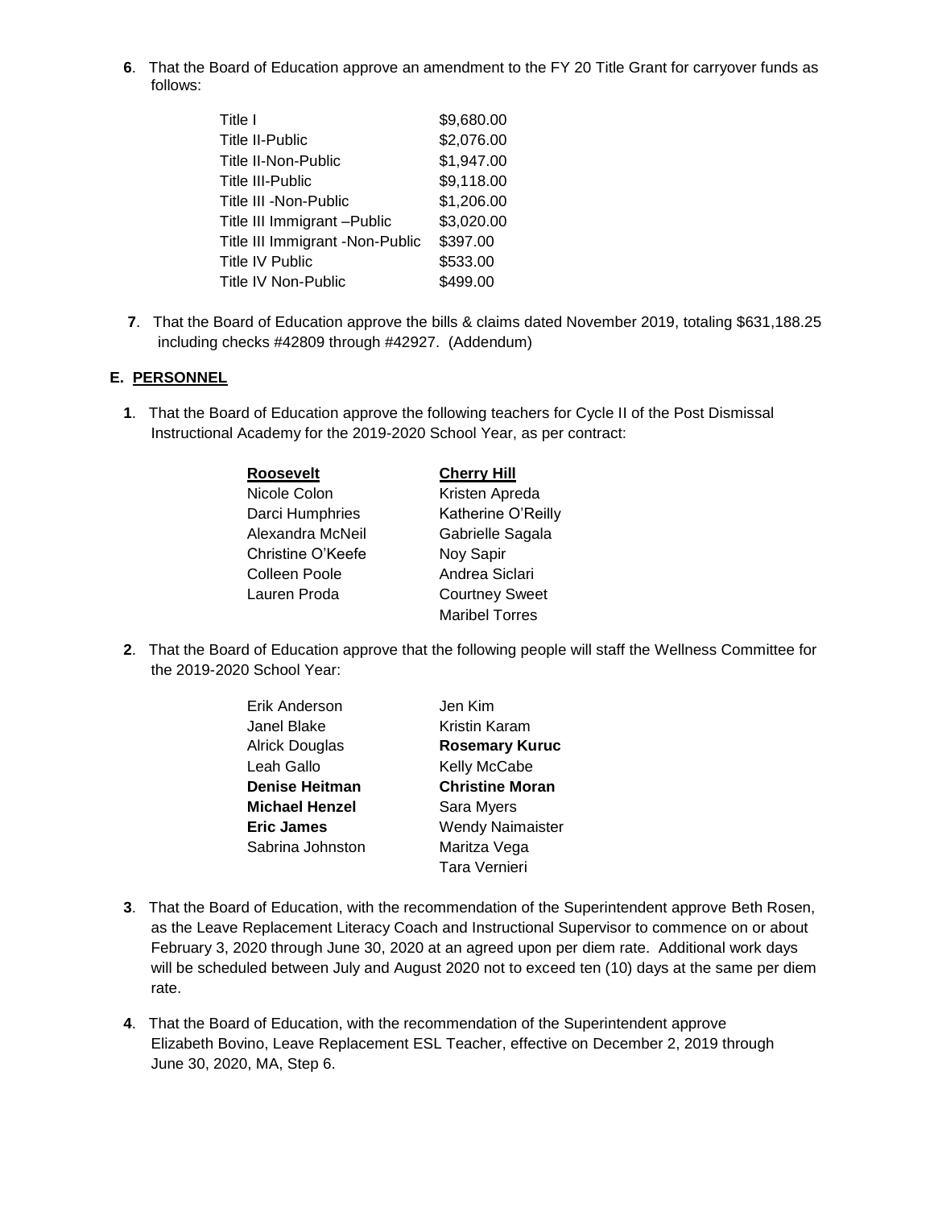**6**. That the Board of Education approve an amendment to the FY 20 Title Grant for carryover funds as follows:

| | |
|---|---|
| Title I | $9,680.00 |
| Title II-Public | $2,076.00 |
| Title II-Non-Public | $1,947.00 |
| Title III-Public | $9,118.00 |
| Title III -Non-Public | $1,206.00 |
| Title III Immigrant –Public | $3,020.00 |
| Title III Immigrant -Non-Public | $397.00 |
| Title IV Public | $533.00 |
| Title IV Non-Public | $499.00 |

**7**. That the Board of Education approve the bills & claims dated November 2019, totaling $631,188.25 including checks #42809 through #42927. (Addendum)

**E. PERSONNEL**

**1**. That the Board of Education approve the following teachers for Cycle II of the Post Dismissal Instructional Academy for the 2019-2020 School Year, as per contract:

| **Roosevelt** | **Cherry Hill** |
|---|---|
| Nicole Colon | Kristen Apreda |
| Darci Humphries | Katherine O'Reilly |
| Alexandra McNeil | Gabrielle Sagala |
| Christine O'Keefe | Noy Sapir |
| Colleen Poole | Andrea Siclari |
| Lauren Proda | Courtney Sweet |
| | Maribel Torres |

**2**. That the Board of Education approve that the following people will staff the Wellness Committee for the 2019-2020 School Year:

| | |
|---|---|
| Erik Anderson | Jen Kim |
| Janel Blake | Kristin Karam |
| Alrick Douglas | **Rosemary Kuruc** |
| Leah Gallo | Kelly McCabe |
| **Denise Heitman** | **Christine Moran** |
| **Michael Henzel** | Sara Myers |
| **Eric James** | Wendy Naimaister |
| Sabrina Johnston | Maritza Vega |
| | Tara Vernieri |

**3**. That the Board of Education, with the recommendation of the Superintendent approve Beth Rosen, as the Leave Replacement Literacy Coach and Instructional Supervisor to commence on or about February 3, 2020 through June 30, 2020 at an agreed upon per diem rate. Additional work days will be scheduled between July and August 2020 not to exceed ten (10) days at the same per diem rate.

**4**. That the Board of Education, with the recommendation of the Superintendent approve Elizabeth Bovino, Leave Replacement ESL Teacher, effective on December 2, 2019 through June 30, 2020, MA, Step 6.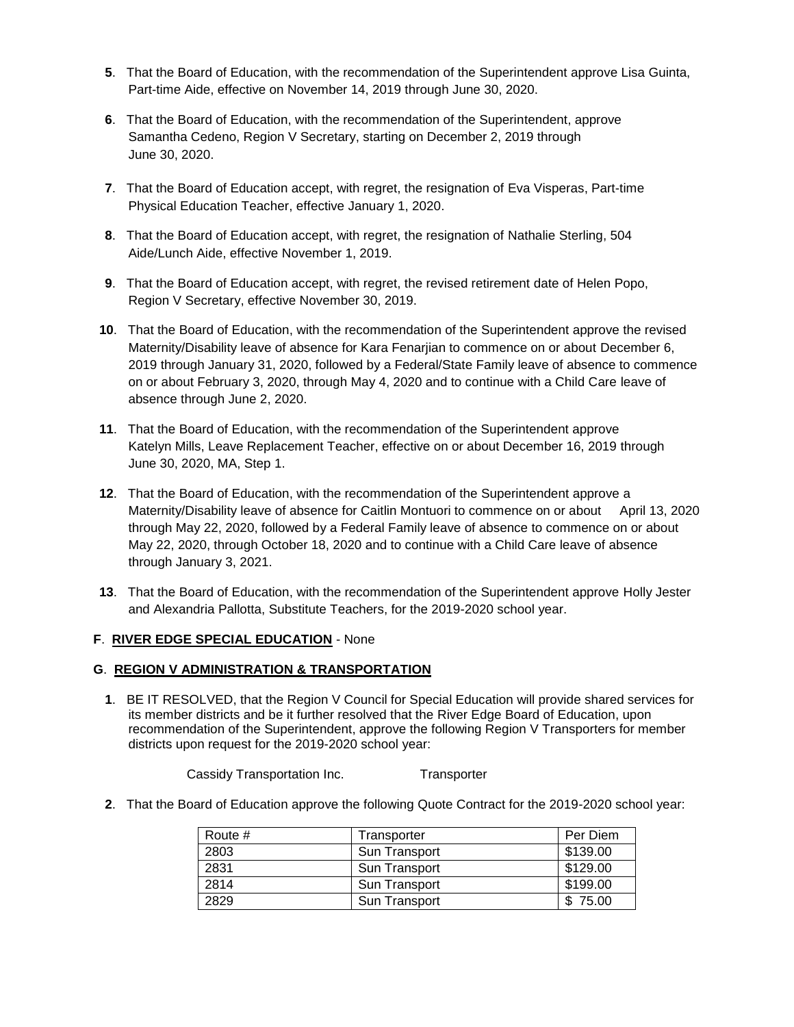**5**. That the Board of Education, with the recommendation of the Superintendent approve Lisa Guinta, Part-time Aide, effective on November 14, 2019 through June 30, 2020.

**6**. That the Board of Education, with the recommendation of the Superintendent, approve Samantha Cedeno, Region V Secretary, starting on December 2, 2019 through June 30, 2020.

**7**. That the Board of Education accept, with regret, the resignation of Eva Visperas, Part-time Physical Education Teacher, effective January 1, 2020.

**8**. That the Board of Education accept, with regret, the resignation of Nathalie Sterling, 504 Aide/Lunch Aide, effective November 1, 2019.

**9**. That the Board of Education accept, with regret, the revised retirement date of Helen Popo, Region V Secretary, effective November 30, 2019.

**10**. That the Board of Education, with the recommendation of the Superintendent approve the revised Maternity/Disability leave of absence for Kara Fenarjian to commence on or about December 6, 2019 through January 31, 2020, followed by a Federal/State Family leave of absence to commence on or about February 3, 2020, through May 4, 2020 and to continue with a Child Care leave of absence through June 2, 2020.

**11**. That the Board of Education, with the recommendation of the Superintendent approve Katelyn Mills, Leave Replacement Teacher, effective on or about December 16, 2019 through June 30, 2020, MA, Step 1.

**12**. That the Board of Education, with the recommendation of the Superintendent approve a Maternity/Disability leave of absence for Caitlin Montuori to commence on or about April 13, 2020 through May 22, 2020, followed by a Federal Family leave of absence to commence on or about May 22, 2020, through October 18, 2020 and to continue with a Child Care leave of absence through January 3, 2021.

**13**. That the Board of Education, with the recommendation of the Superintendent approve Holly Jester and Alexandria Pallotta, Substitute Teachers, for the 2019-2020 school year.

**F**. **RIVER EDGE SPECIAL EDUCATION** - None

**G**. **REGION V ADMINISTRATION & TRANSPORTATION**

**1**. BE IT RESOLVED, that the Region V Council for Special Education will provide shared services for its member districts and be it further resolved that the River Edge Board of Education, upon recommendation of the Superintendent, approve the following Region V Transporters for member districts upon request for the 2019-2020 school year:

Cassidy Transportation Inc. Transporter

**2**. That the Board of Education approve the following Quote Contract for the 2019-2020 school year:

| Route # | Transporter | Per Diem |
|---|---|---|
| 2803 | Sun Transport | $139.00 |
| 2831 | Sun Transport | $129.00 |
| 2814 | Sun Transport | $199.00 |
| 2829 | Sun Transport | $ 75.00 |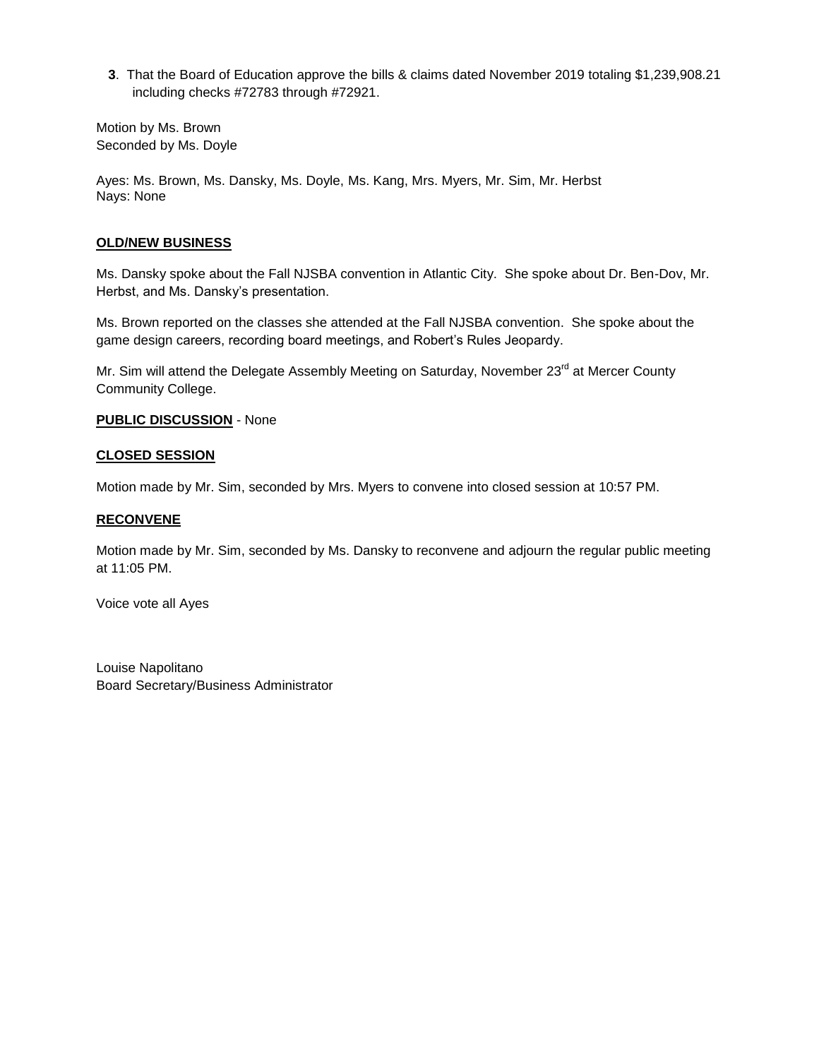**3**. That the Board of Education approve the bills & claims dated November 2019 totaling $1,239,908.21 including checks #72783 through #72921.

Motion by Ms. Brown
Seconded by Ms. Doyle

Ayes: Ms. Brown, Ms. Dansky, Ms. Doyle, Ms. Kang, Mrs. Myers, Mr. Sim, Mr. Herbst
Nays: None

**OLD/NEW BUSINESS**

Ms. Dansky spoke about the Fall NJSBA convention in Atlantic City. She spoke about Dr. Ben-Dov, Mr. Herbst, and Ms. Dansky's presentation.

Ms. Brown reported on the classes she attended at the Fall NJSBA convention. She spoke about the game design careers, recording board meetings, and Robert's Rules Jeopardy.

Mr. Sim will attend the Delegate Assembly Meeting on Saturday, November 23rd at Mercer County Community College.

**PUBLIC DISCUSSION** - None

**CLOSED SESSION**

Motion made by Mr. Sim, seconded by Mrs. Myers to convene into closed session at 10:57 PM.

**RECONVENE**

Motion made by Mr. Sim, seconded by Ms. Dansky to reconvene and adjourn the regular public meeting at 11:05 PM.

Voice vote all Ayes

Louise Napolitano
Board Secretary/Business Administrator